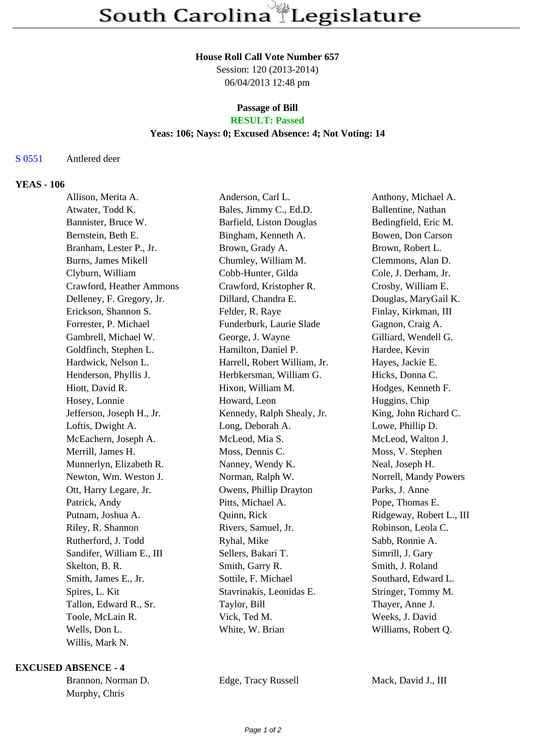# South Carolina Legislature

**House Roll Call Vote Number 657**
Session: 120 (2013-2014)
06/04/2013 12:48 pm

**Passage of Bill**
**RESULT: Passed**
**Yeas: 106; Nays: 0; Excused Absence: 4; Not Voting: 14**

S 0551 Antlered deer

## YEAS - 106

| | | |
|---|---|---|
| Allison, Merita A. | Anderson, Carl L. | Anthony, Michael A. |
| Atwater, Todd K. | Bales, Jimmy C., Ed.D. | Ballentine, Nathan |
| Bannister, Bruce W. | Barfield, Liston Douglas | Bedingfield, Eric M. |
| Bernstein, Beth E. | Bingham, Kenneth A. | Bowen, Don Carson |
| Branham, Lester P., Jr. | Brown, Grady A. | Brown, Robert L. |
| Burns, James Mikell | Chumley, William M. | Clemmons, Alan D. |
| Clyburn, William | Cobb-Hunter, Gilda | Cole, J. Derham, Jr. |
| Crawford, Heather Ammons | Crawford, Kristopher R. | Crosby, William E. |
| Delleney, F. Gregory, Jr. | Dillard, Chandra E. | Douglas, MaryGail K. |
| Erickson, Shannon S. | Felder, R. Raye | Finlay, Kirkman, III |
| Forrester, P. Michael | Funderburk, Laurie Slade | Gagnon, Craig A. |
| Gambrell, Michael W. | George, J. Wayne | Gilliard, Wendell G. |
| Goldfinch, Stephen L. | Hamilton, Daniel P. | Hardee, Kevin |
| Hardwick, Nelson L. | Harrell, Robert William, Jr. | Hayes, Jackie E. |
| Henderson, Phyllis J. | Herbkersman, William G. | Hicks, Donna C. |
| Hiott, David R. | Hixon, William M. | Hodges, Kenneth F. |
| Hosey, Lonnie | Howard, Leon | Huggins, Chip |
| Jefferson, Joseph H., Jr. | Kennedy, Ralph Shealy, Jr. | King, John Richard C. |
| Loftis, Dwight A. | Long, Deborah A. | Lowe, Phillip D. |
| McEachern, Joseph A. | McLeod, Mia S. | McLeod, Walton J. |
| Merrill, James H. | Moss, Dennis C. | Moss, V. Stephen |
| Munnerlyn, Elizabeth R. | Nanney, Wendy K. | Neal, Joseph H. |
| Newton, Wm. Weston J. | Norman, Ralph W. | Norrell, Mandy Powers |
| Ott, Harry Legare, Jr. | Owens, Phillip Drayton | Parks, J. Anne |
| Patrick, Andy | Pitts, Michael A. | Pope, Thomas E. |
| Putnam, Joshua A. | Quinn, Rick | Ridgeway, Robert L., III |
| Riley, R. Shannon | Rivers, Samuel, Jr. | Robinson, Leola C. |
| Rutherford, J. Todd | Ryhal, Mike | Sabb, Ronnie A. |
| Sandifer, William E., III | Sellers, Bakari T. | Simrill, J. Gary |
| Skelton, B. R. | Smith, Garry R. | Smith, J. Roland |
| Smith, James E., Jr. | Sottile, F. Michael | Southard, Edward L. |
| Spires, L. Kit | Stavrinakis, Leonidas E. | Stringer, Tommy M. |
| Tallon, Edward R., Sr. | Taylor, Bill | Thayer, Anne J. |
| Toole, McLain R. | Vick, Ted M. | Weeks, J. David |
| Wells, Don L. | White, W. Brian | Williams, Robert Q. |
| Willis, Mark N. | | |

## EXCUSED ABSENCE - 4

| | | |
|---|---|---|
| Brannon, Norman D. | Edge, Tracy Russell | Mack, David J., III |
| Murphy, Chris | | |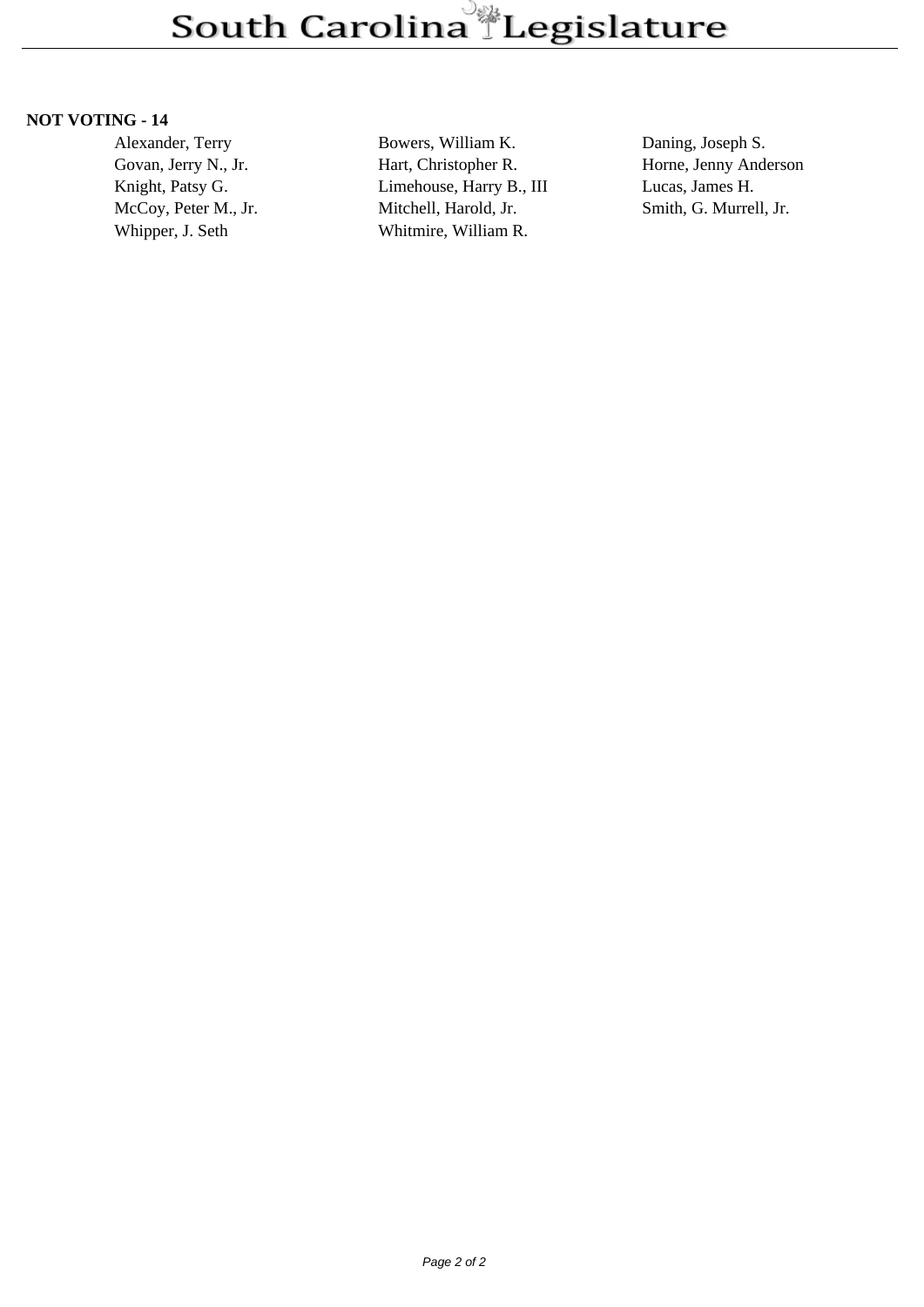**NOT VOTING - 14**

| | | |
|---|---|---|
| Alexander, Terry | Bowers, William K. | Daning, Joseph S. |
| Govan, Jerry N., Jr. | Hart, Christopher R. | Horne, Jenny Anderson |
| Knight, Patsy G. | Limehouse, Harry B., III | Lucas, James H. |
| McCoy, Peter M., Jr. | Mitchell, Harold, Jr. | Smith, G. Murrell, Jr. |
| Whipper, J. Seth | Whitmire, William R. | |